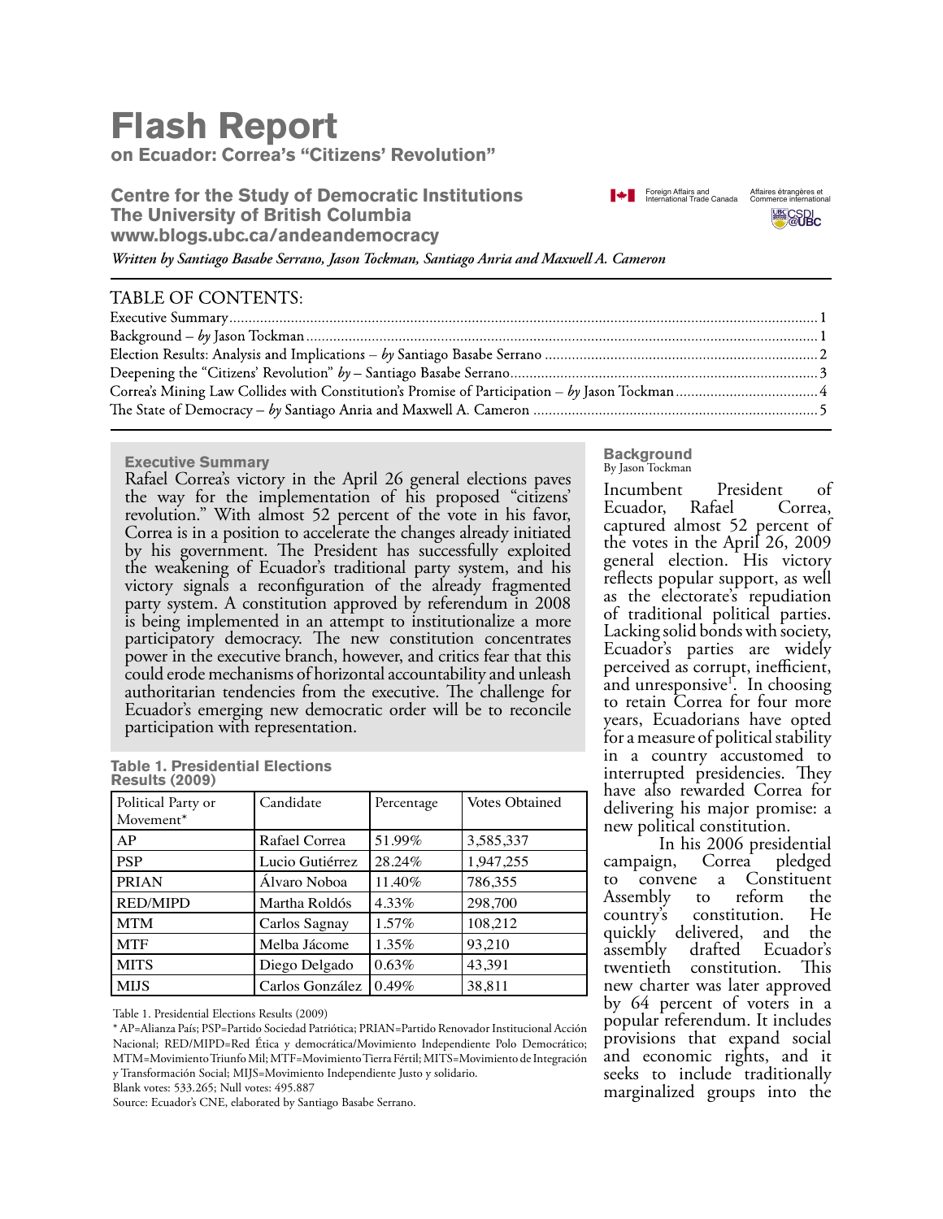# Flash Report

**on Ecuador: Correa's "Citizens' Revolution"**

**Centre for the Study of Democratic Institutions**
**The University of British Columbia**
**www.blogs.ubc.ca/andeandemocracy**

Foreign Affairs and International Trade Canada | Affaires étrangères et Commerce international

*Written by Santiago Basabe Serrano, Jason Tockman, Santiago Anria and Maxwell A. Cameron*

## TABLE OF CONTENTS:

Executive Summary ........ 1
Background – *by* Jason Tockman ........ 1
Election Results: Analysis and Implications – *by* Santiago Basabe Serrano ........ 2
Deepening the "Citizens' Revolution" *by* – Santiago Basabe Serrano ........ 3
Correa's Mining Law Collides with Constitution's Promise of Participation – *by* Jason Tockman ........ 4
The State of Democracy – *by* Santiago Anria and Maxwell A. Cameron ........ 5

### Executive Summary

Rafael Correa's victory in the April 26 general elections paves the way for the implementation of his proposed "citizens' revolution." With almost 52 percent of the vote in his favor, Correa is in a position to accelerate the changes already initiated by his government. The President has successfully exploited the weakening of Ecuador's traditional party system, and his victory signals a reconfiguration of the already fragmented party system. A constitution approved by referendum in 2008 is being implemented in an attempt to institutionalize a more participatory democracy. The new constitution concentrates power in the executive branch, however, and critics fear that this could erode mechanisms of horizontal accountability and unleash authoritarian tendencies from the executive. The challenge for Ecuador's emerging new democratic order will be to reconcile participation with representation.

**Table 1. Presidential Elections Results (2009)**

| Political Party or Movement* | Candidate | Percentage | Votes Obtained |
|---|---|---|---|
| AP | Rafael Correa | 51.99% | 3,585,337 |
| PSP | Lucio Gutiérrez | 28.24% | 1,947,255 |
| PRIAN | Álvaro Noboa | 11.40% | 786,355 |
| RED/MIPD | Martha Roldós | 4.33% | 298,700 |
| MTM | Carlos Sagnay | 1.57% | 108,212 |
| MTF | Melba Jácome | 1.35% | 93,210 |
| MITS | Diego Delgado | 0.63% | 43,391 |
| MIJS | Carlos González | 0.49% | 38,811 |

Table 1. Presidential Elections Results (2009)

* AP=Alianza País; PSP=Partido Sociedad Patriótica; PRIAN=Partido Renovador Institucional Acción Nacional; RED/MIPD=Red Ética y democrática/Movimiento Independiente Polo Democrático; MTM=Movimiento Triunfo Mil; MTF=Movimiento Tierra Fértil; MITS=Movimiento de Integración y Transformación Social; MIJS=Movimiento Independiente Justo y solidario.

Blank votes: 533.265; Null votes: 495.887

Source: Ecuador's CNE, elaborated by Santiago Basabe Serrano.

### Background

By Jason Tockman

Incumbent President of Ecuador, Rafael Correa, captured almost 52 percent of the votes in the April 26, 2009 general election. His victory reflects popular support, as well as the electorate's repudiation of traditional political parties. Lacking solid bonds with society, Ecuador's parties are widely perceived as corrupt, inefficient, and unresponsive[1]. In choosing to retain Correa for four more years, Ecuadorians have opted for a measure of political stability in a country accustomed to interrupted presidencies. They have also rewarded Correa for delivering his major promise: a new political constitution.

In his 2006 presidential campaign, Correa pledged to convene a Constituent Assembly to reform the country's constitution. He quickly delivered, and the assembly drafted Ecuador's twentieth constitution. This new charter was later approved by 64 percent of voters in a popular referendum. It includes provisions that expand social and economic rights, and it seeks to include traditionally marginalized groups into the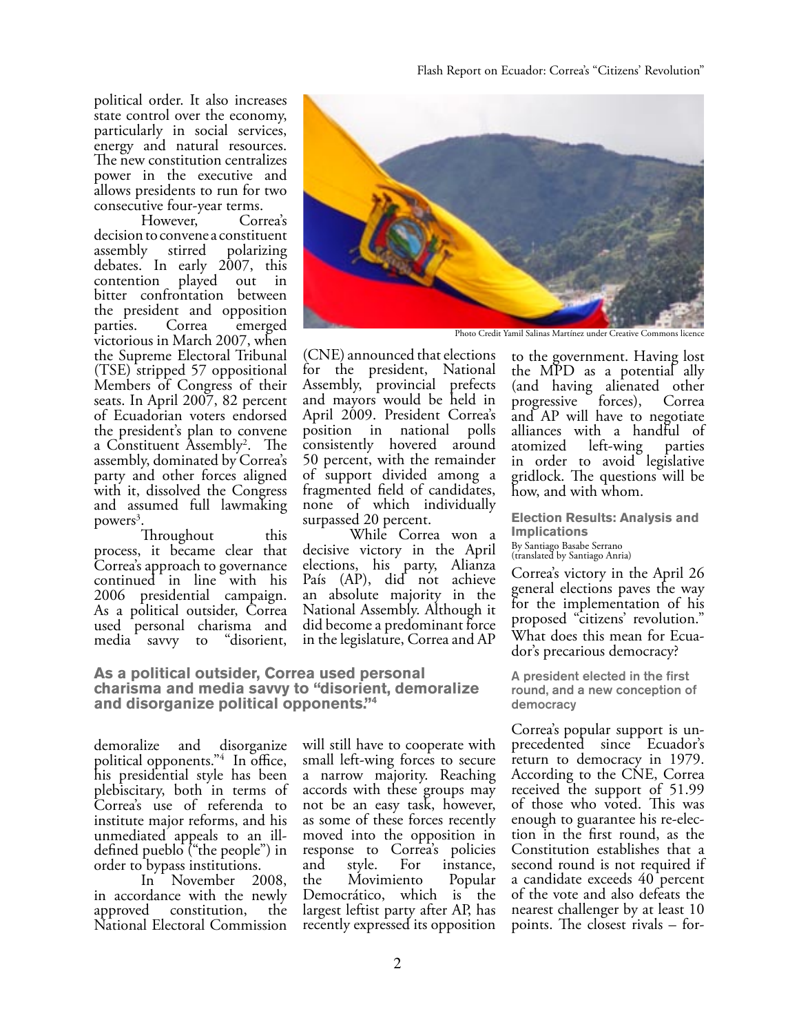political order. It also increases state control over the economy, particularly in social services, energy and natural resources. The new constitution centralizes power in the executive and allows presidents to run for two consecutive four-year terms.

However, Correa's decision to convene a constituent assembly stirred polarizing debates. In early 2007, this contention played out in bitter confrontation between the president and opposition parties. Correa emerged victorious in March 2007, when the Supreme Electoral Tribunal (TSE) stripped 57 oppositional Members of Congress of their seats. In April 2007, 82 percent of Ecuadorian voters endorsed the president's plan to convene a Constituent Assembly[2]. The assembly, dominated by Correa's party and other forces aligned with it, dissolved the Congress and assumed full lawmaking powers[3].

Throughout this process, it became clear that Correa's approach to governance continued in line with his 2006 presidential campaign. As a political outsider, Correa used personal charisma and media savvy to "disorient, demoralize and disorganize political opponents."[4] In office, his presidential style has been plebiscitary, both in terms of Correa's use of referenda to institute major reforms, and his unmediated appeals to an ill-defined pueblo ("the people") in order to bypass institutions.

**As a political outsider, Correa used personal charisma and media savvy to "disorient, demoralize and disorganize political opponents."[4]**

In November 2008, in accordance with the newly approved constitution, the National Electoral Commission (CNE) announced that elections for the president, National Assembly, provincial prefects and mayors would be held in April 2009. President Correa's position in national polls consistently hovered around 50 percent, with the remainder of support divided among a fragmented field of candidates, none of which individually surpassed 20 percent.

While Correa won a decisive victory in the April elections, his party, Alianza País (AP), did not achieve an absolute majority in the National Assembly. Although it did become a predominant force in the legislature, Correa and AP will still have to cooperate with small left-wing forces to secure a narrow majority. Reaching accords with these groups may not be an easy task, however, as some of these forces recently moved into the opposition in response to Correa's policies and style. For instance, the Movimiento Popular Democrático, which is the largest leftist party after AP, has recently expressed its opposition to the government. Having lost the MPD as a potential ally (and having alienated other progressive forces), Correa and AP will have to negotiate alliances with a handful of atomized left-wing parties in order to avoid legislative gridlock. The questions will be how, and with whom.

Photo Credit Yamil Salinas Martínez under Creative Commons licence

## Election Results: Analysis and Implications

By Santiago Basabe Serrano
(translated by Santiago Anria)

Correa's victory in the April 26 general elections paves the way for the implementation of his proposed "citizens' revolution." What does this mean for Ecuador's precarious democracy?

### A president elected in the first round, and a new conception of democracy

Correa's popular support is unprecedented since Ecuador's return to democracy in 1979. According to the CNE, Correa received the support of 51.99 of those who voted. This was enough to guarantee his re-election in the first round, as the Constitution establishes that a second round is not required if a candidate exceeds 40 percent of the vote and also defeats the nearest challenger by at least 10 points. The closest rivals – for-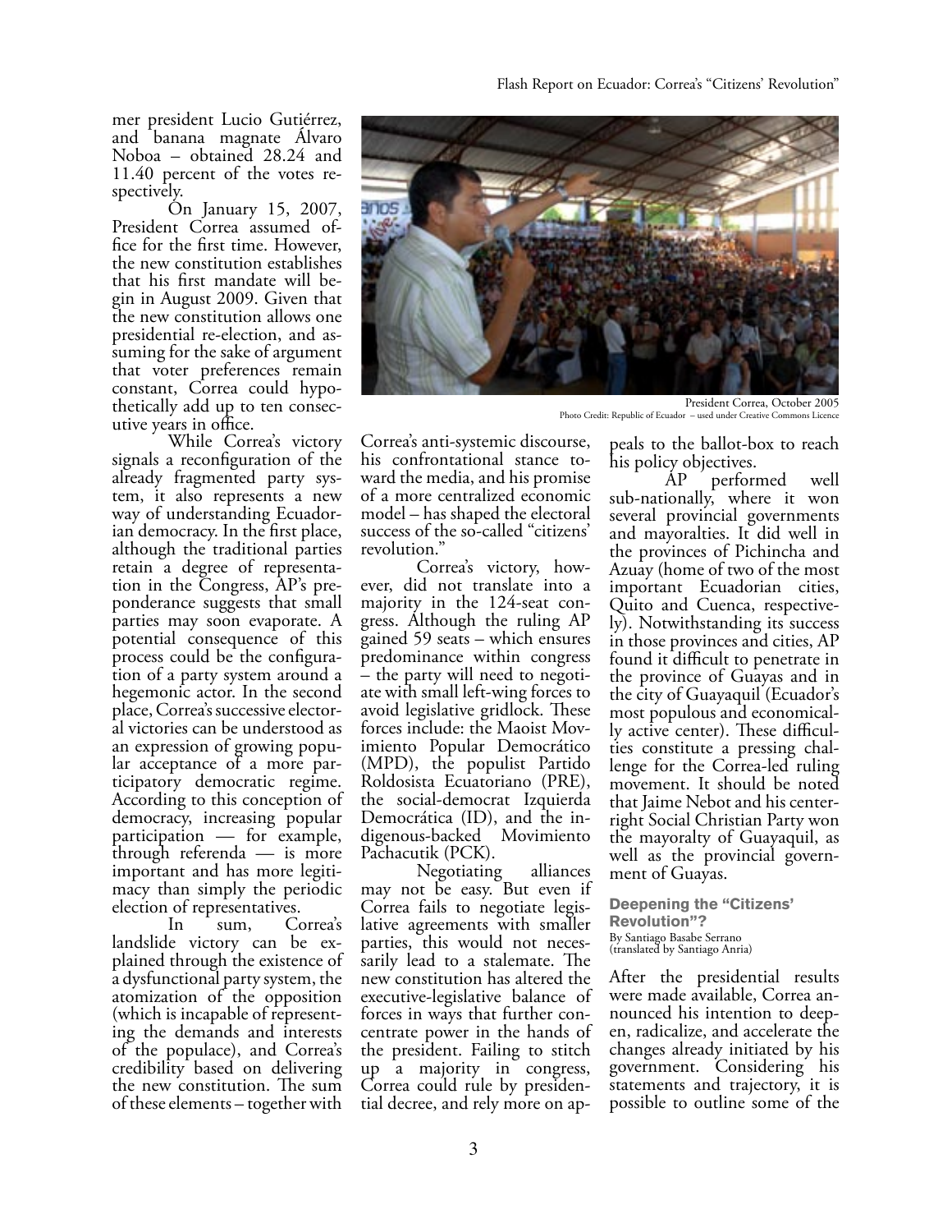mer president Lucio Gutiérrez, and banana magnate Álvaro Noboa – obtained 28.24 and 11.40 percent of the votes respectively.

On January 15, 2007, President Correa assumed office for the first time. However, the new constitution establishes that his first mandate will begin in August 2009. Given that the new constitution allows one presidential re-election, and assuming for the sake of argument that voter preferences remain constant, Correa could hypothetically add up to ten consecutive years in office.

While Correa's victory signals a reconfiguration of the already fragmented party system, it also represents a new way of understanding Ecuadorian democracy. In the first place, although the traditional parties retain a degree of representation in the Congress, AP's preponderance suggests that small parties may soon evaporate. A potential consequence of this process could be the configuration of a party system around a hegemonic actor. In the second place, Correa's successive electoral victories can be understood as an expression of growing popular acceptance of a more participatory democratic regime. According to this conception of democracy, increasing popular participation — for example, through referenda — is more important and has more legitimacy than simply the periodic election of representatives.

In sum, Correa's landslide victory can be explained through the existence of a dysfunctional party system, the atomization of the opposition (which is incapable of representing the demands and interests of the populace), and Correa's credibility based on delivering the new constitution. The sum of these elements – together with Correa's anti-systemic discourse, his confrontational stance toward the media, and his promise of a more centralized economic model – has shaped the electoral success of the so-called "citizens' revolution."

President Correa, October 2005
Photo Credit: Republic of Ecuador – used under Creative Commons Licence

Correa's victory, however, did not translate into a majority in the 124-seat congress. Although the ruling AP gained 59 seats – which ensures predominance within congress – the party will need to negotiate with small left-wing forces to avoid legislative gridlock. These forces include: the Maoist Movimiento Popular Democrático (MPD), the populist Partido Roldosista Ecuatoriano (PRE), the social-democrat Izquierda Democrática (ID), and the indigenous-backed Movimiento Pachacutik (PCK).

Negotiating alliances may not be easy. But even if Correa fails to negotiate legislative agreements with smaller parties, this would not necessarily lead to a stalemate. The new constitution has altered the executive-legislative balance of forces in ways that further concentrate power in the hands of the president. Failing to stitch up a majority in congress, Correa could rule by presidential decree, and rely more on appeals to the ballot-box to reach his policy objectives.

AP performed well sub-nationally, where it won several provincial governments and mayoralties. It did well in the provinces of Pichincha and Azuay (home of two of the most important Ecuadorian cities, Quito and Cuenca, respectively). Notwithstanding its success in those provinces and cities, AP found it difficult to penetrate in the province of Guayas and in the city of Guayaquil (Ecuador's most populous and economically active center). These difficulties constitute a pressing challenge for the Correa-led ruling movement. It should be noted that Jaime Nebot and his center-right Social Christian Party won the mayoralty of Guayaquil, as well as the provincial government of Guayas.

## Deepening the "Citizens' Revolution"?

By Santiago Basabe Serrano
(translated by Santiago Anria)

After the presidential results were made available, Correa announced his intention to deepen, radicalize, and accelerate the changes already initiated by his government. Considering his statements and trajectory, it is possible to outline some of the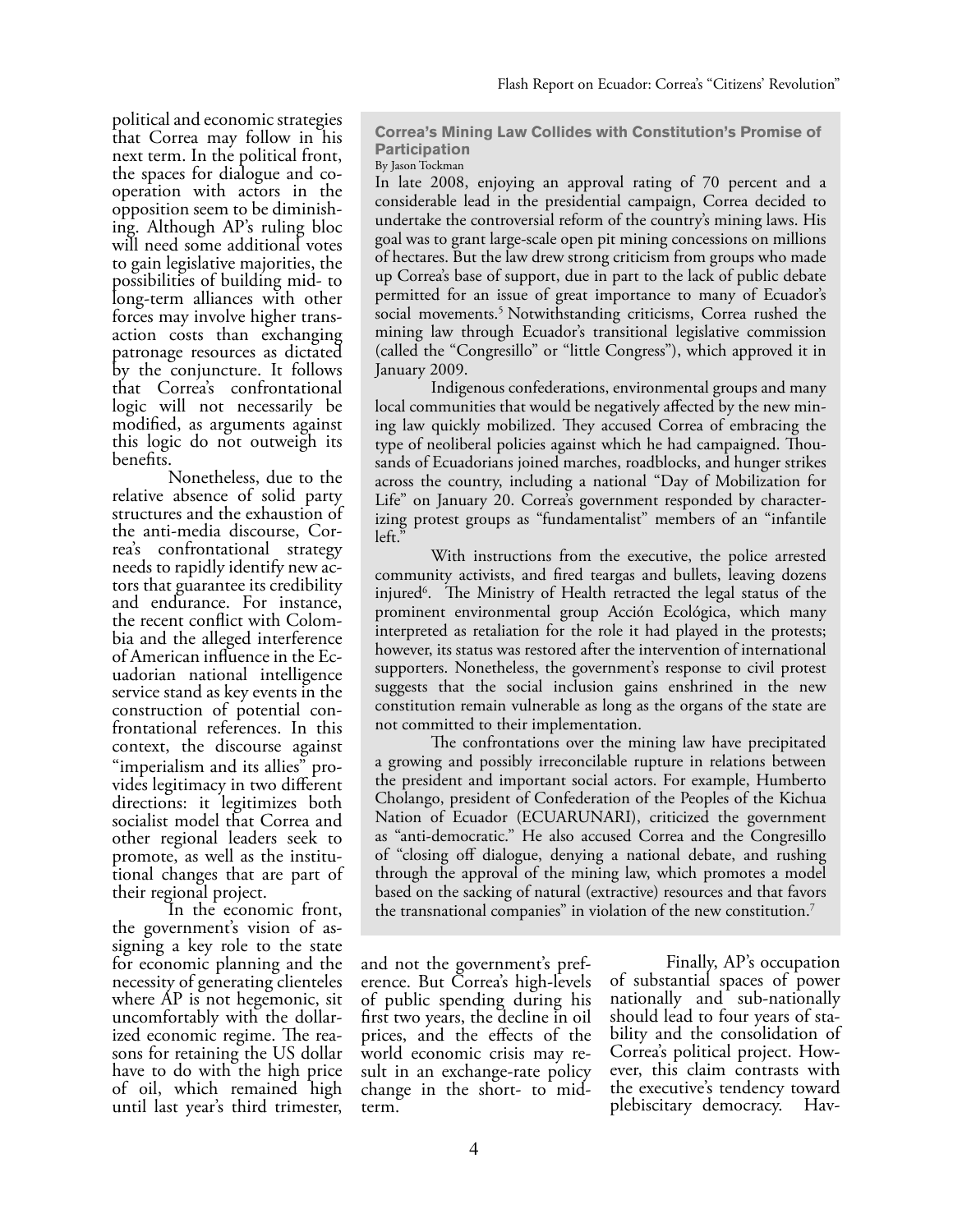political and economic strategies that Correa may follow in his next term. In the political front, the spaces for dialogue and co-operation with actors in the opposition seem to be diminishing. Although AP's ruling bloc will need some additional votes to gain legislative majorities, the possibilities of building mid- to long-term alliances with other forces may involve higher transaction costs than exchanging patronage resources as dictated by the conjuncture. It follows that Correa's confrontational logic will not necessarily be modified, as arguments against this logic do not outweigh its benefits.

Nonetheless, due to the relative absence of solid party structures and the exhaustion of the anti-media discourse, Correa's confrontational strategy needs to rapidly identify new actors that guarantee its credibility and endurance. For instance, the recent conflict with Colombia and the alleged interference of American influence in the Ecuadorian national intelligence service stand as key events in the construction of potential confrontational references. In this context, the discourse against "imperialism and its allies" provides legitimacy in two different directions: it legitimizes both socialist model that Correa and other regional leaders seek to promote, as well as the institutional changes that are part of their regional project.

In the economic front, the government's vision of assigning a key role to the state for economic planning and the necessity of generating clienteles where AP is not hegemonic, sit uncomfortably with the dollarized economic regime. The reasons for retaining the US dollar have to do with the high price of oil, which remained high until last year's third trimester, and not the government's preference. But Correa's high-levels of public spending during his first two years, the decline in oil prices, and the effects of the world economic crisis may result in an exchange-rate policy change in the short- to mid-term.

Finally, AP's occupation of substantial spaces of power nationally and sub-nationally should lead to four years of stability and the consolidation of Correa's political project. However, this claim contrasts with the executive's tendency toward plebiscitary democracy. Hav-

### Correa's Mining Law Collides with Constitution's Promise of Participation

By Jason Tockman

In late 2008, enjoying an approval rating of 70 percent and a considerable lead in the presidential campaign, Correa decided to undertake the controversial reform of the country's mining laws. His goal was to grant large-scale open pit mining concessions on millions of hectares. But the law drew strong criticism from groups who made up Correa's base of support, due in part to the lack of public debate permitted for an issue of great importance to many of Ecuador's social movements.[5] Notwithstanding criticisms, Correa rushed the mining law through Ecuador's transitional legislative commission (called the "Congresillo" or "little Congress"), which approved it in January 2009.

Indigenous confederations, environmental groups and many local communities that would be negatively affected by the new mining law quickly mobilized. They accused Correa of embracing the type of neoliberal policies against which he had campaigned. Thousands of Ecuadorians joined marches, roadblocks, and hunger strikes across the country, including a national "Day of Mobilization for Life" on January 20. Correa's government responded by characterizing protest groups as "fundamentalist" members of an "infantile left."

With instructions from the executive, the police arrested community activists, and fired teargas and bullets, leaving dozens injured[6]. The Ministry of Health retracted the legal status of the prominent environmental group Acción Ecológica, which many interpreted as retaliation for the role it had played in the protests; however, its status was restored after the intervention of international supporters. Nonetheless, the government's response to civil protest suggests that the social inclusion gains enshrined in the new constitution remain vulnerable as long as the organs of the state are not committed to their implementation.

The confrontations over the mining law have precipitated a growing and possibly irreconcilable rupture in relations between the president and important social actors. For example, Humberto Cholango, president of Confederation of the Peoples of the Kichua Nation of Ecuador (ECUARUNARI), criticized the government as "anti-democratic." He also accused Correa and the Congresillo of "closing off dialogue, denying a national debate, and rushing through the approval of the mining law, which promotes a model based on the sacking of natural (extractive) resources and that favors the transnational companies" in violation of the new constitution.[7]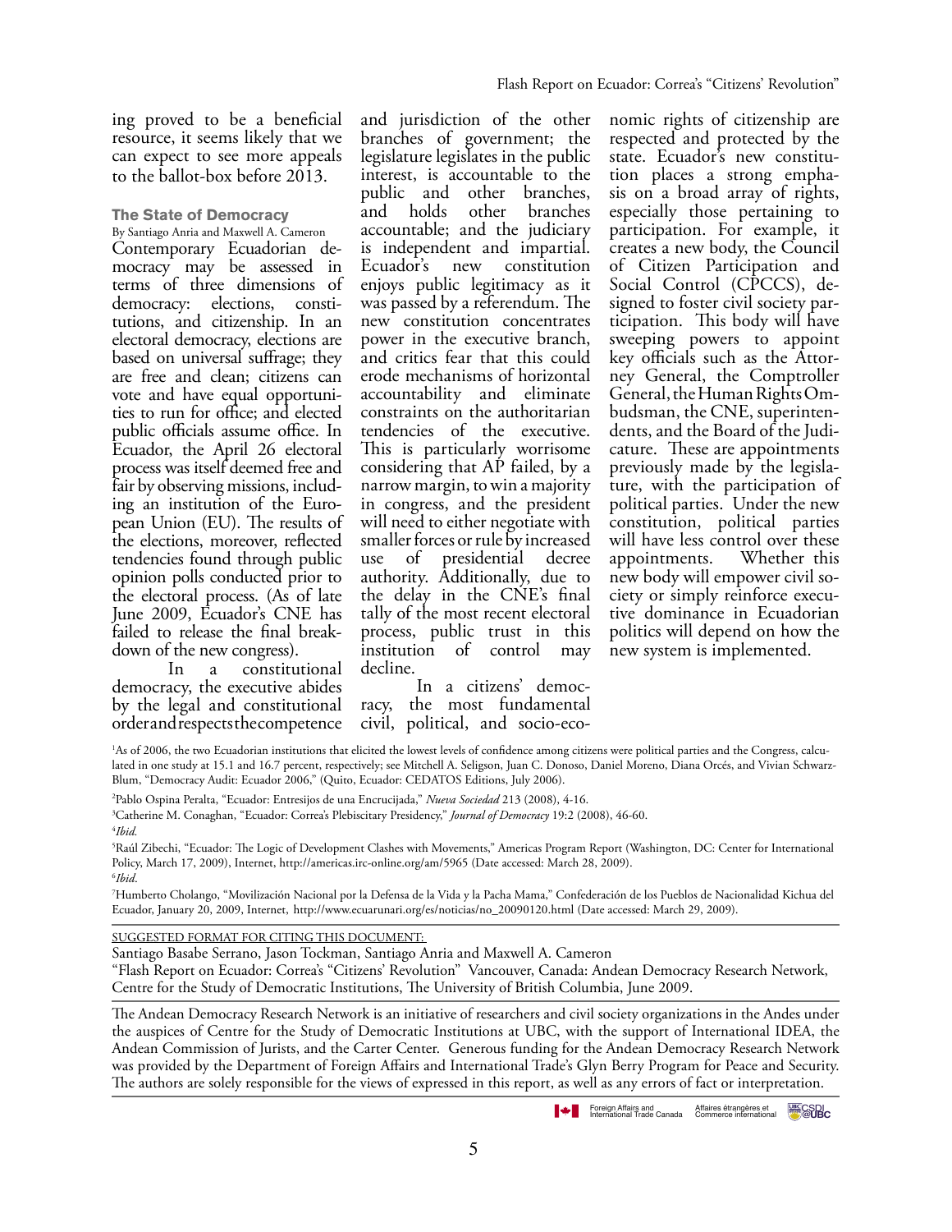ing proved to be a beneficial resource, it seems likely that we can expect to see more appeals to the ballot-box before 2013.

### The State of Democracy

By Santiago Anria and Maxwell A. Cameron

Contemporary Ecuadorian democracy may be assessed in terms of three dimensions of democracy: elections, constitutions, and citizenship. In an electoral democracy, elections are based on universal suffrage; they are free and clean; citizens can vote and have equal opportunities to run for office; and elected public officials assume office. In Ecuador, the April 26 electoral process was itself deemed free and fair by observing missions, including an institution of the European Union (EU). The results of the elections, moreover, reflected tendencies found through public opinion polls conducted prior to the electoral process. (As of late June 2009, Ecuador's CNE has failed to release the final breakdown of the new congress).

In a constitutional democracy, the executive abides by the legal and constitutional order and respects the competence and jurisdiction of the other branches of government; the legislature legislates in the public interest, is accountable to the public and other branches, and holds other branches accountable; and the judiciary is independent and impartial. Ecuador's new constitution enjoys public legitimacy as it was passed by a referendum. The new constitution concentrates power in the executive branch, and critics fear that this could erode mechanisms of horizontal accountability and eliminate constraints on the authoritarian tendencies of the executive. This is particularly worrisome considering that AP failed, by a narrow margin, to win a majority in congress, and the president will need to either negotiate with smaller forces or rule by increased use of presidential decree authority. Additionally, due to the delay in the CNE's final tally of the most recent electoral process, public trust in this institution of control may decline.

In a citizens' democracy, the most fundamental civil, political, and socio-economic rights of citizenship are respected and protected by the state. Ecuador's new constitution places a strong emphasis on a broad array of rights, especially those pertaining to participation. For example, it creates a new body, the Council of Citizen Participation and Social Control (CPCCS), designed to foster civil society participation. This body will have sweeping powers to appoint key officials such as the Attorney General, the Comptroller General, the Human Rights Ombudsman, the CNE, superintendents, and the Board of the Judicature. These are appointments previously made by the legislature, with the participation of political parties. Under the new constitution, political parties will have less control over these appointments. Whether this new body will empower civil society or simply reinforce executive dominance in Ecuadorian politics will depend on how the new system is implemented.

---

[1]As of 2006, the two Ecuadorian institutions that elicited the lowest levels of confidence among citizens were political parties and the Congress, calculated in one study at 15.1 and 16.7 percent, respectively; see Mitchell A. Seligson, Juan C. Donoso, Daniel Moreno, Diana Orcés, and Vivian Schwarz-Blum, "Democracy Audit: Ecuador 2006," (Quito, Ecuador: CEDATOS Editions, July 2006).

[2]Pablo Ospina Peralta, "Ecuador: Entresijos de una Encrucijada," *Nueva Sociedad* 213 (2008), 4-16.

[3]Catherine M. Conaghan, "Ecuador: Correa's Plebiscitary Presidency," *Journal of Democracy* 19:2 (2008), 46-60.

[4]*Ibid.*

[5]Raúl Zibechi, "Ecuador: The Logic of Development Clashes with Movements," Americas Program Report (Washington, DC: Center for International Policy, March 17, 2009), Internet, http://americas.irc-online.org/am/5965 (Date accessed: March 28, 2009).

[6]*Ibid*.

[7]Humberto Cholango, "Movilización Nacional por la Defensa de la Vida y la Pacha Mama," Confederación de los Pueblos de Nacionalidad Kichua del Ecuador, January 20, 2009, Internet, http://www.ecuarunari.org/es/noticias/no_20090120.html (Date accessed: March 29, 2009).

---

SUGGESTED FORMAT FOR CITING THIS DOCUMENT:

Santiago Basabe Serrano, Jason Tockman, Santiago Anria and Maxwell A. Cameron

"Flash Report on Ecuador: Correa's "Citizens' Revolution" Vancouver, Canada: Andean Democracy Research Network, Centre for the Study of Democratic Institutions, The University of British Columbia, June 2009.

---

The Andean Democracy Research Network is an initiative of researchers and civil society organizations in the Andes under the auspices of Centre for the Study of Democratic Institutions at UBC, with the support of International IDEA, the Andean Commission of Jurists, and the Carter Center. Generous funding for the Andean Democracy Research Network was provided by the Department of Foreign Affairs and International Trade's Glyn Berry Program for Peace and Security. The authors are solely responsible for the views of expressed in this report, as well as any errors of fact or interpretation.

Foreign Affairs and International Trade Canada — Affaires étrangères et Commerce international — CSDI @UBC